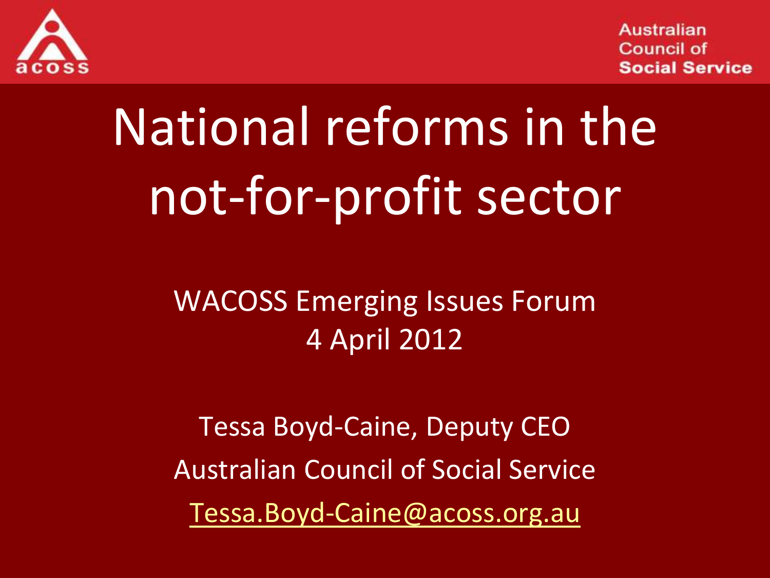Australian Council of Social Service

# National reforms in the not-for-profit sector

WACOSS Emerging Issues Forum
4 April 2012

Tessa Boyd-Caine, Deputy CEO
Australian Council of Social Service
Tessa.Boyd-Caine@acoss.org.au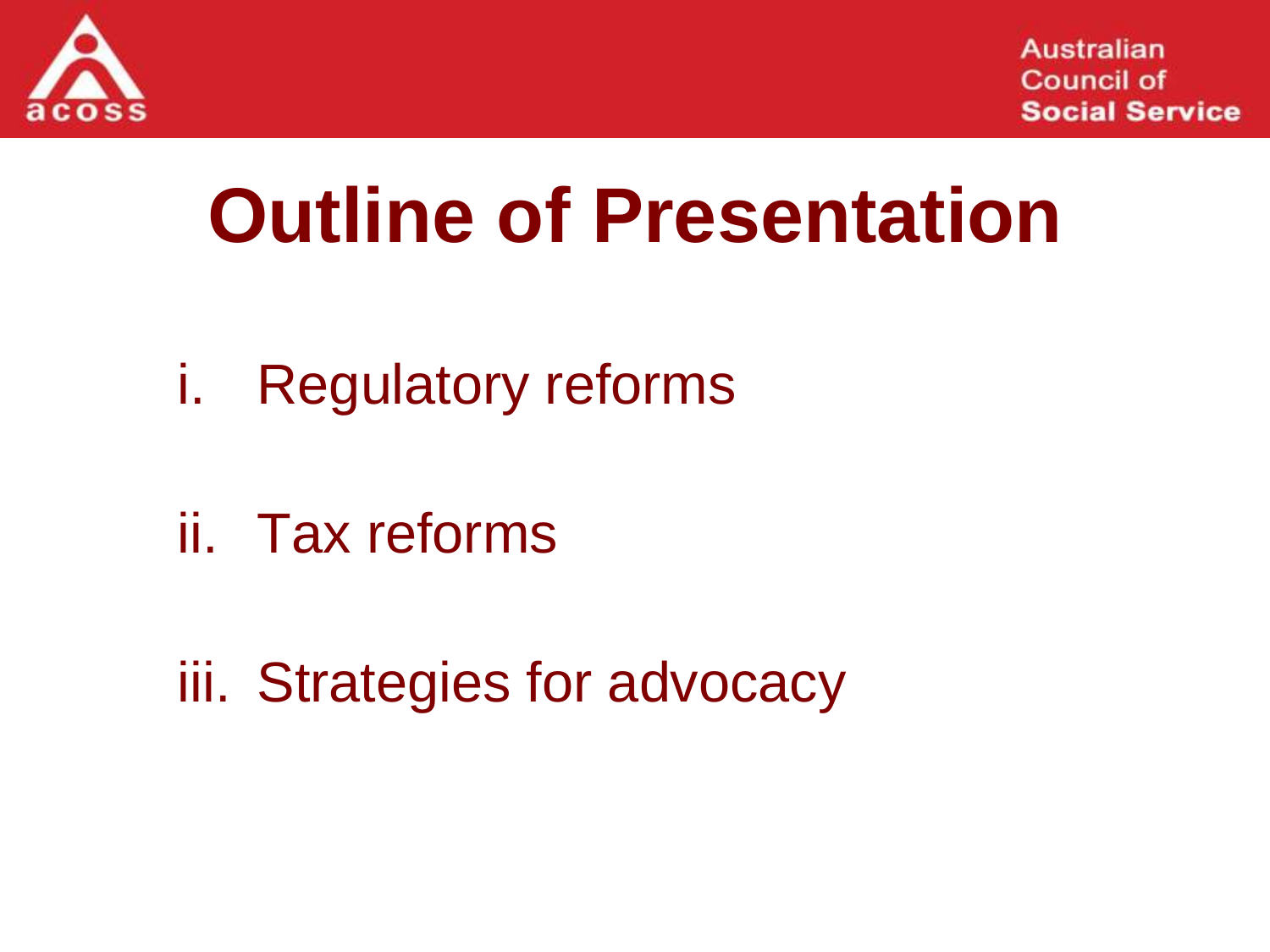# Outline of Presentation

i. Regulatory reforms

ii. Tax reforms

iii. Strategies for advocacy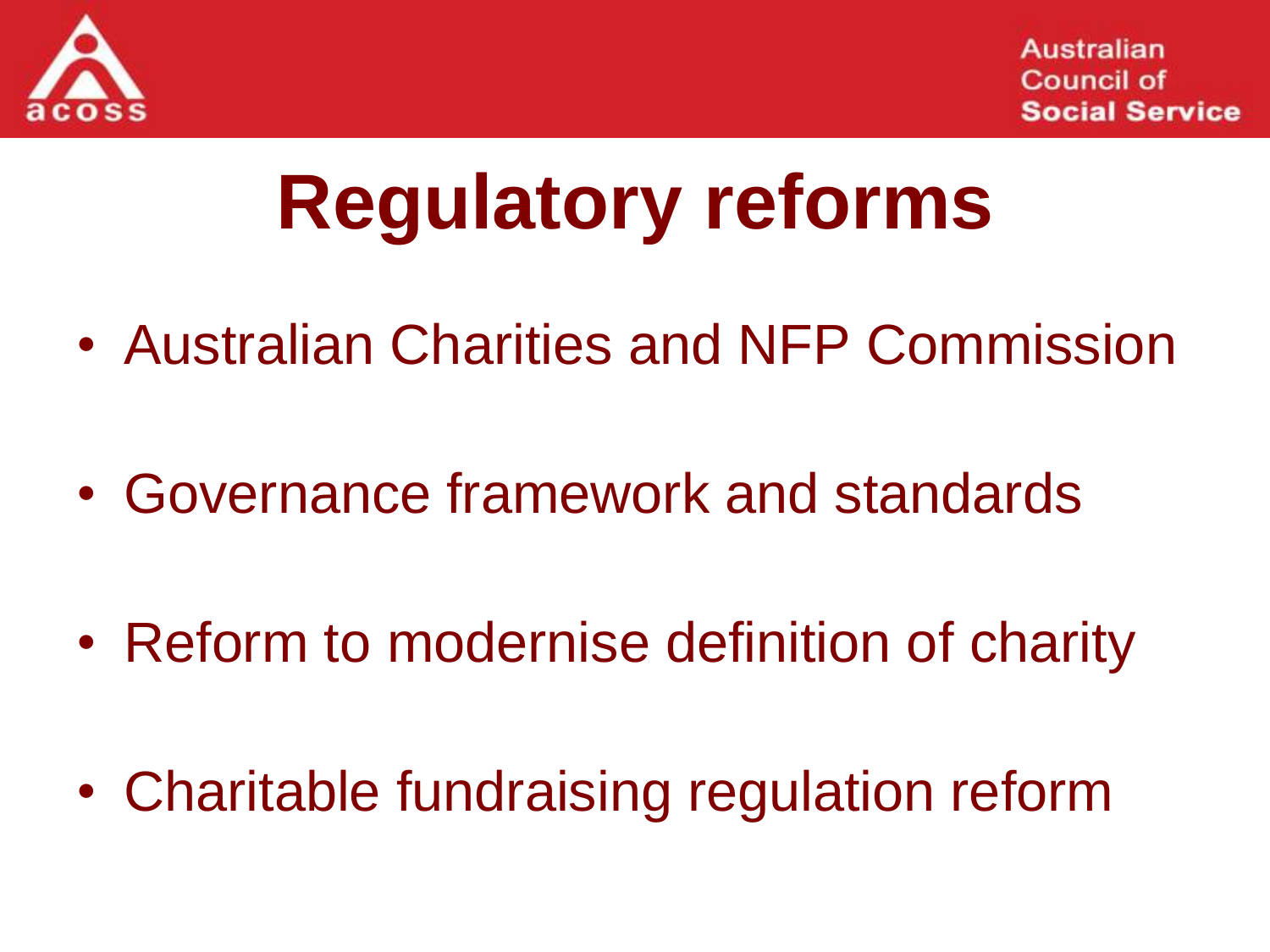# Regulatory reforms

- Australian Charities and NFP Commission
- Governance framework and standards
- Reform to modernise definition of charity
- Charitable fundraising regulation reform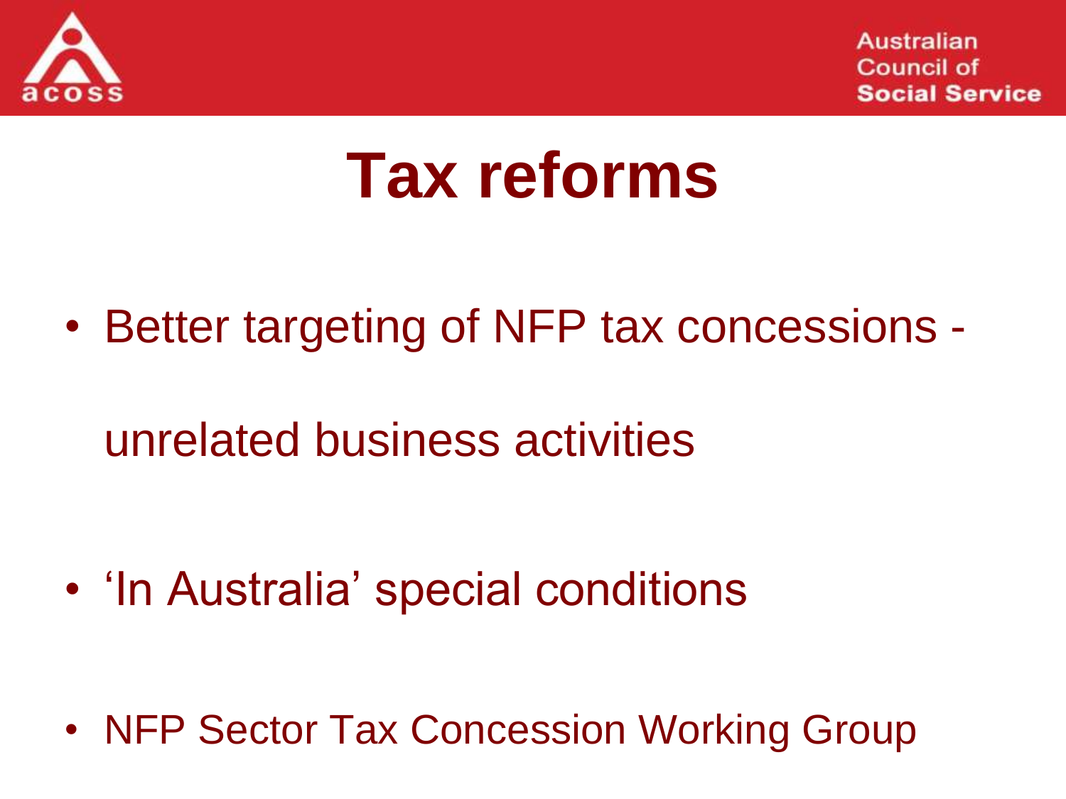# Tax reforms

- Better targeting of NFP tax concessions - unrelated business activities
- 'In Australia' special conditions
- NFP Sector Tax Concession Working Group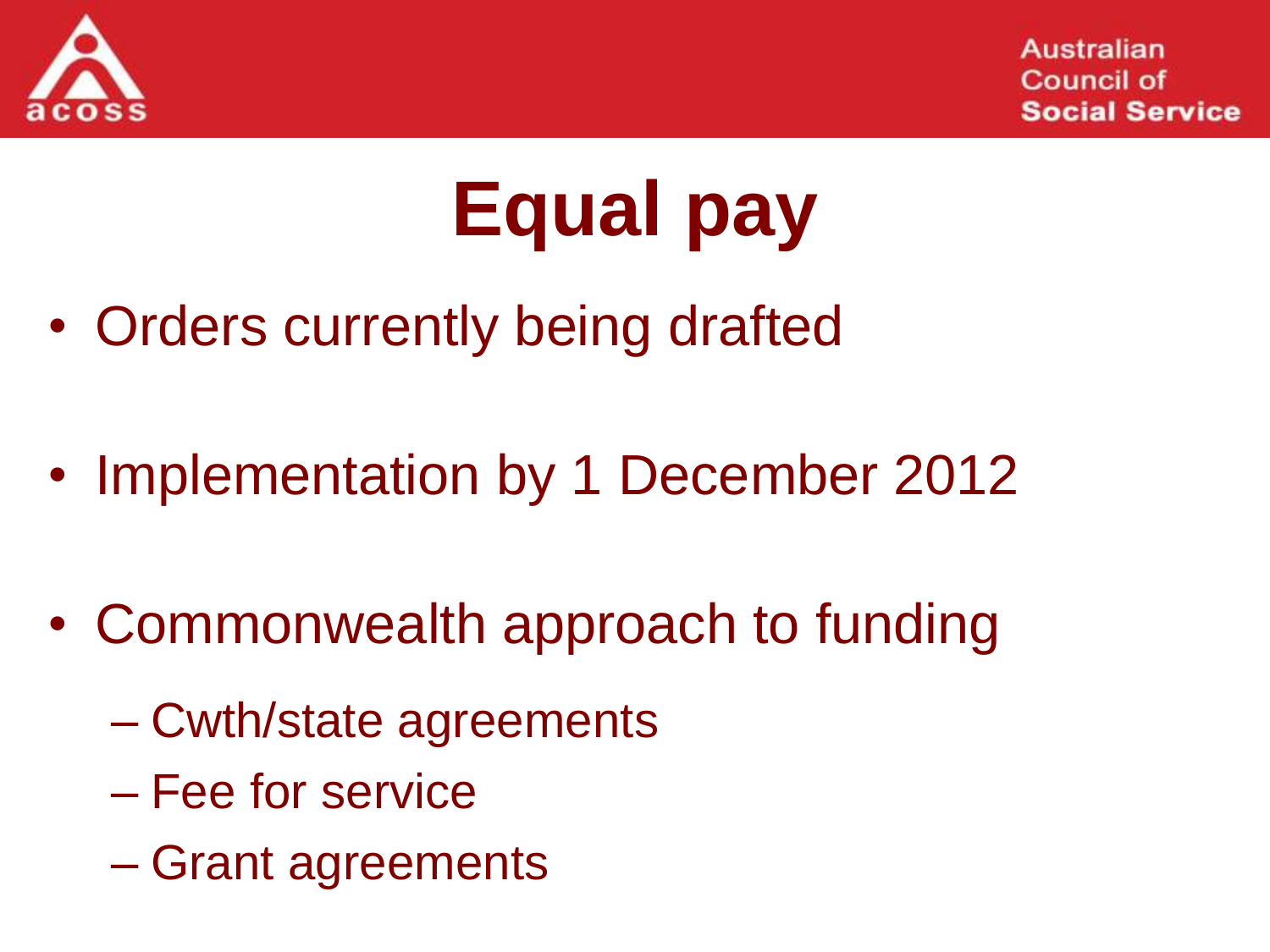# Equal pay

- Orders currently being drafted
- Implementation by 1 December 2012
- Commonwealth approach to funding
  - Cwth/state agreements
  - Fee for service
  - Grant agreements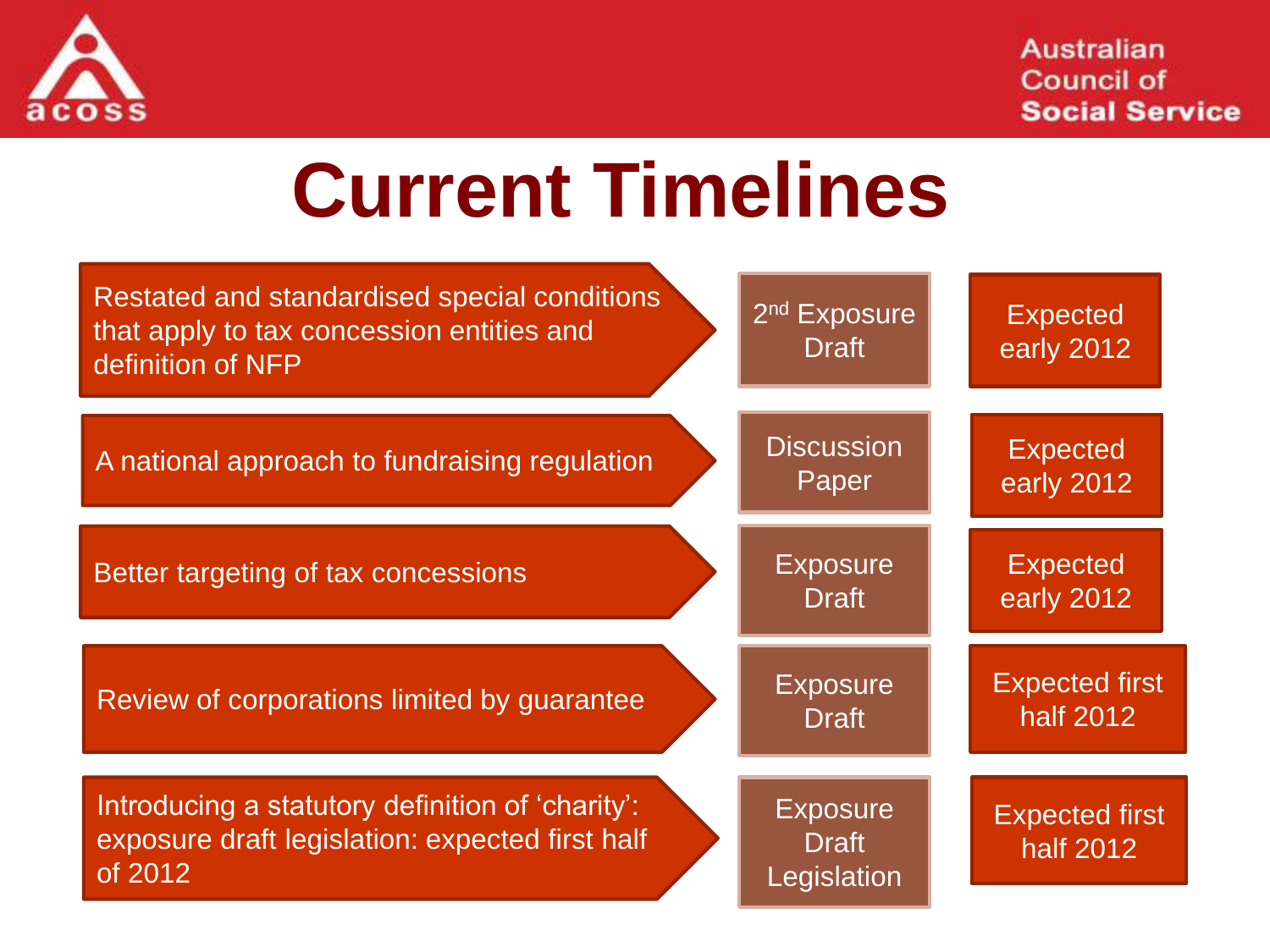# Current Timelines

| Item | Stage | Timing |
| --- | --- | --- |
| Restated and standardised special conditions that apply to tax concession entities and definition of NFP | 2nd Exposure Draft | Expected early 2012 |
| A national approach to fundraising regulation | Discussion Paper | Expected early 2012 |
| Better targeting of tax concessions | Exposure Draft | Expected early 2012 |
| Review of corporations limited by guarantee | Exposure Draft | Expected first half 2012 |
| Introducing a statutory definition of 'charity': exposure draft legislation: expected first half of 2012 | Exposure Draft Legislation | Expected first half 2012 |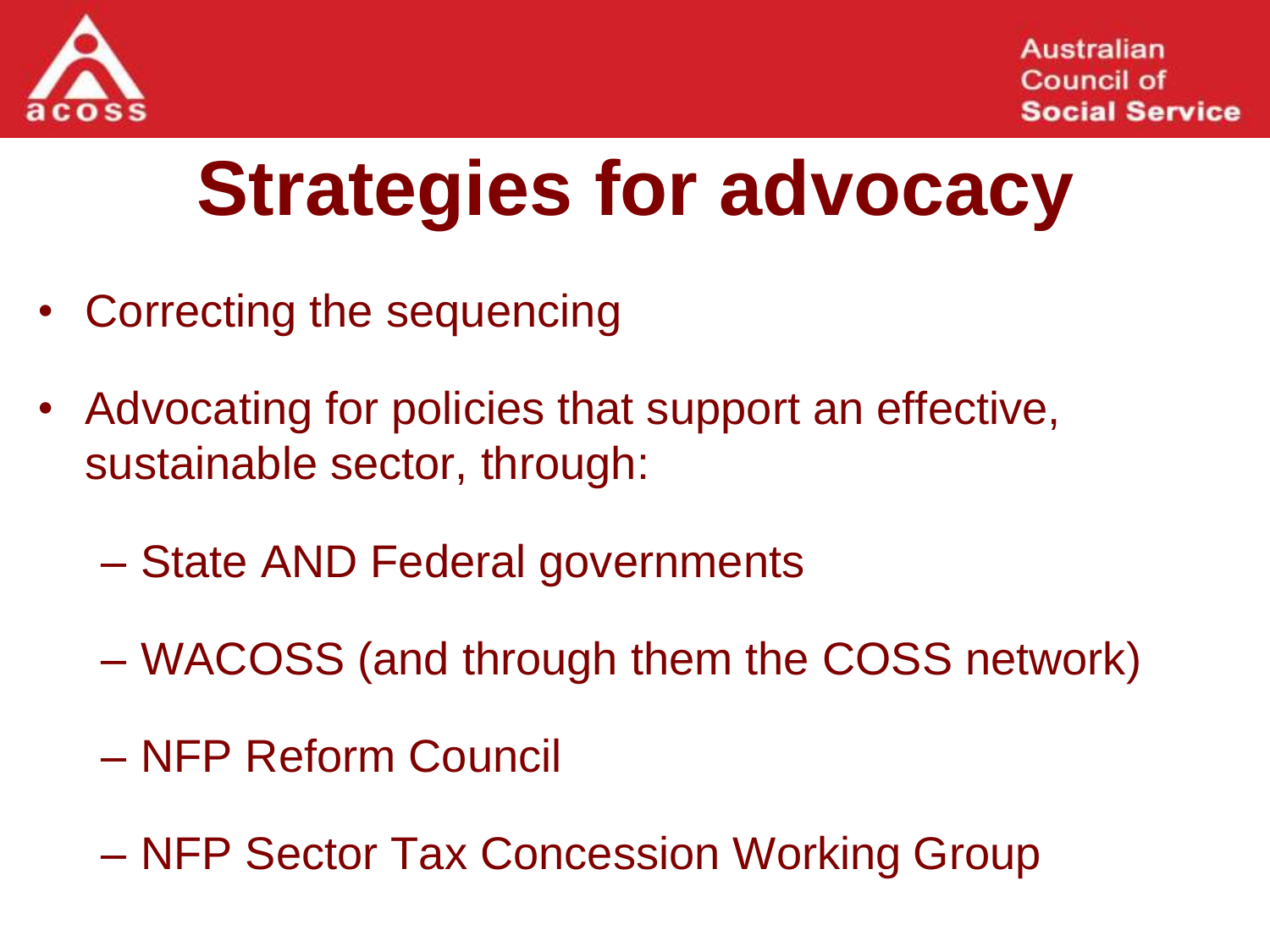# Strategies for advocacy

- Correcting the sequencing
- Advocating for policies that support an effective, sustainable sector, through:
  - State AND Federal governments
  - WACOSS (and through them the COSS network)
  - NFP Reform Council
  - NFP Sector Tax Concession Working Group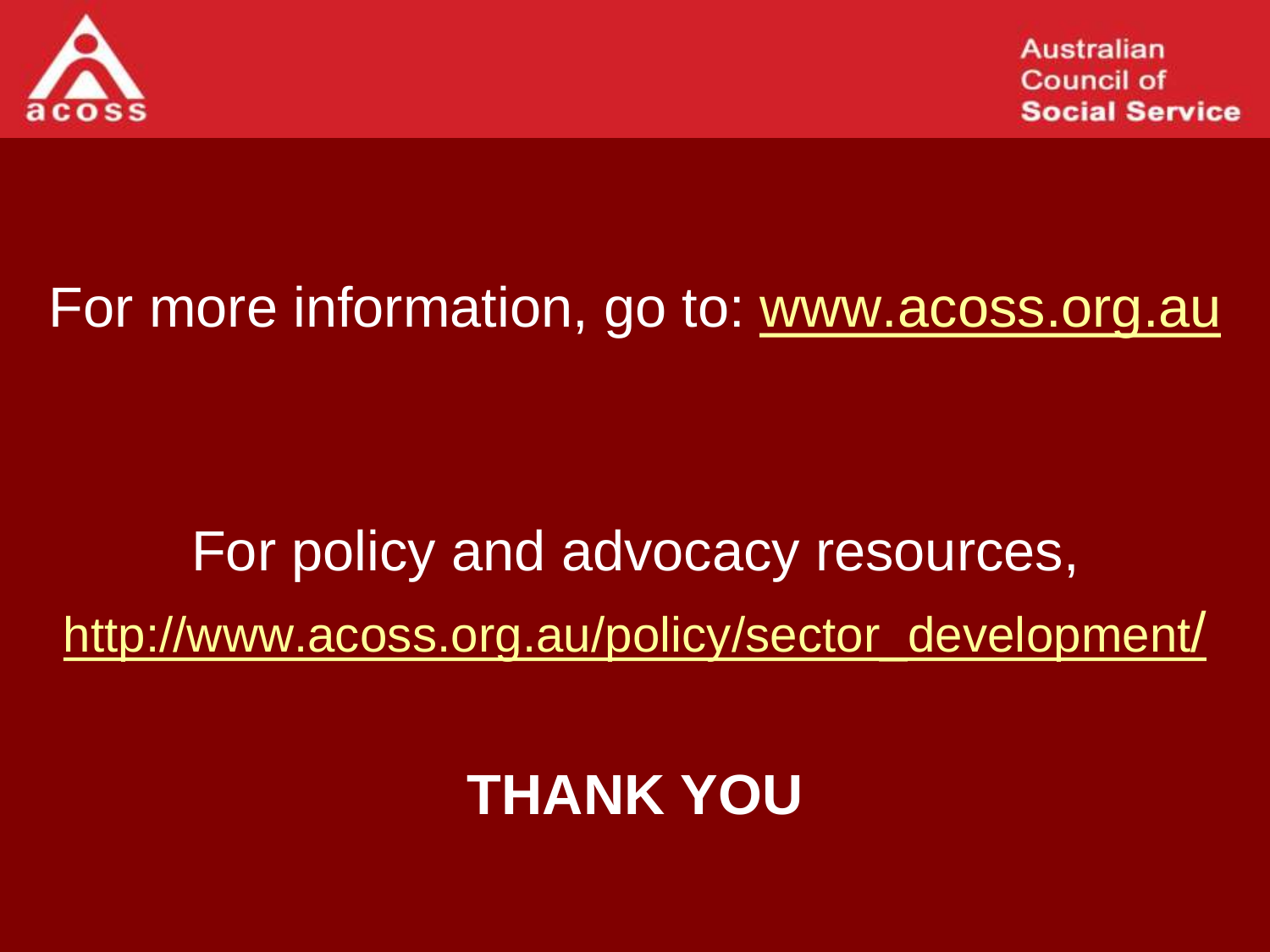acoss

Australian Council of **Social Service**

For more information, go to: www.acoss.org.au

For policy and advocacy resources, http://www.acoss.org.au/policy/sector_development/

**THANK YOU**